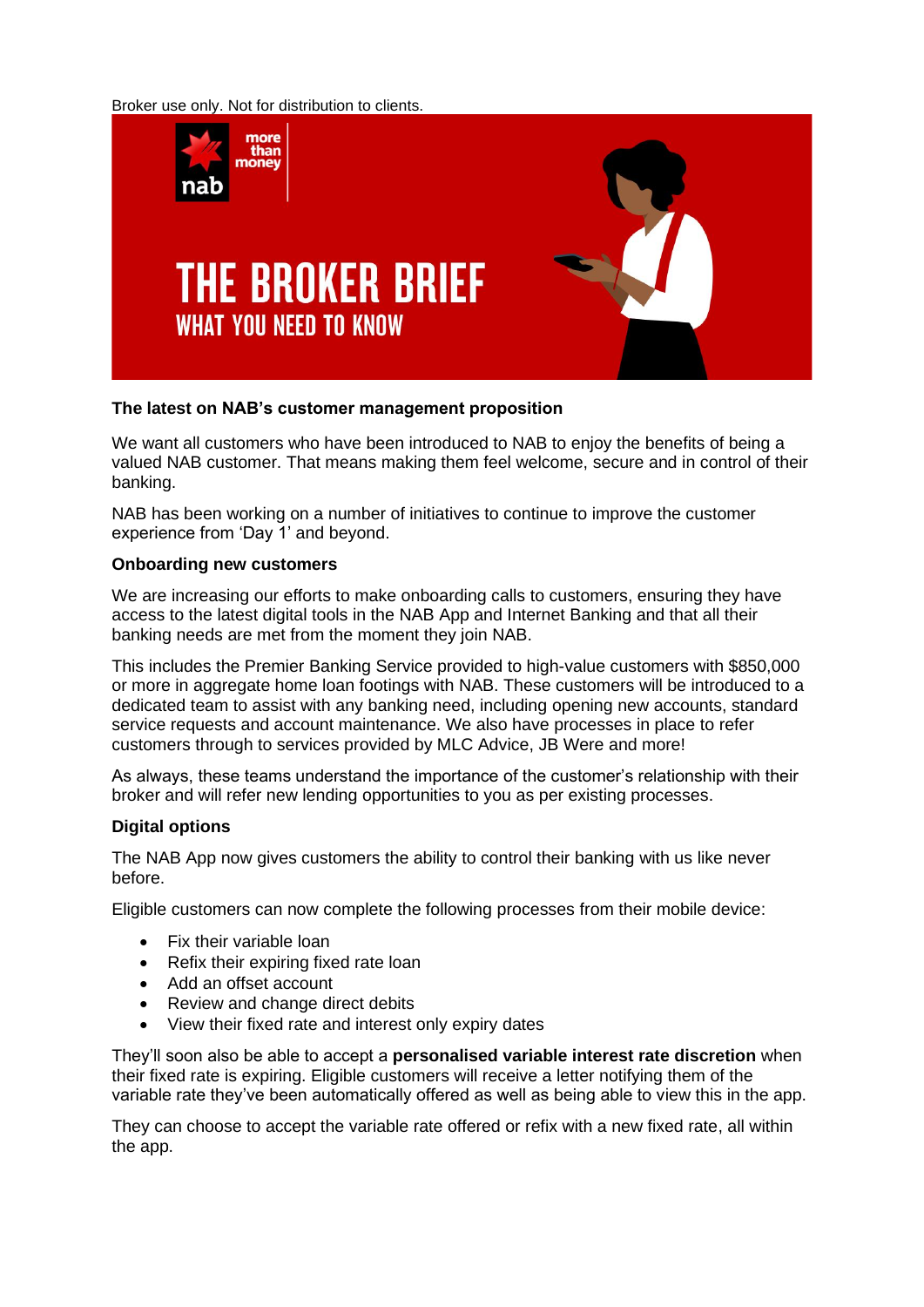Broker use only. Not for distribution to clients.

# THE BROKER BRIEF

## WHAT YOU NEED TO KNOW

### The latest on NAB's customer management proposition

We want all customers who have been introduced to NAB to enjoy the benefits of being a valued NAB customer. That means making them feel welcome, secure and in control of their banking.

NAB has been working on a number of initiatives to continue to improve the customer experience from 'Day 1' and beyond.

**Onboarding new customers**

We are increasing our efforts to make onboarding calls to customers, ensuring they have access to the latest digital tools in the NAB App and Internet Banking and that all their banking needs are met from the moment they join NAB.

This includes the Premier Banking Service provided to high-value customers with $850,000 or more in aggregate home loan footings with NAB. These customers will be introduced to a dedicated team to assist with any banking need, including opening new accounts, standard service requests and account maintenance. We also have processes in place to refer customers through to services provided by MLC Advice, JB Were and more!

As always, these teams understand the importance of the customer's relationship with their broker and will refer new lending opportunities to you as per existing processes.

**Digital options**

The NAB App now gives customers the ability to control their banking with us like never before.

Eligible customers can now complete the following processes from their mobile device:

- Fix their variable loan
- Refix their expiring fixed rate loan
- Add an offset account
- Review and change direct debits
- View their fixed rate and interest only expiry dates

They'll soon also be able to accept a **personalised variable interest rate discretion** when their fixed rate is expiring. Eligible customers will receive a letter notifying them of the variable rate they've been automatically offered as well as being able to view this in the app.

They can choose to accept the variable rate offered or refix with a new fixed rate, all within the app.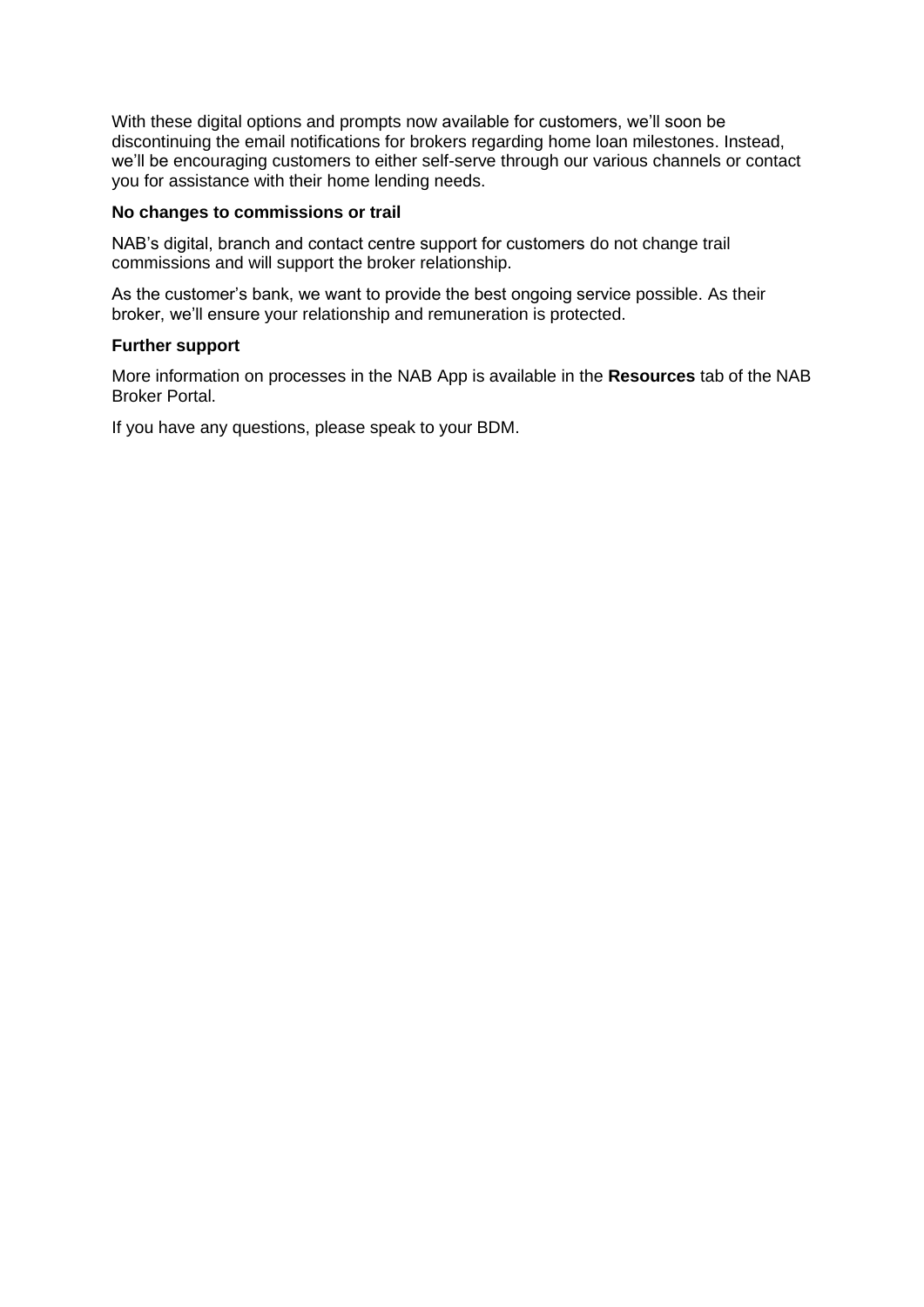With these digital options and prompts now available for customers, we'll soon be discontinuing the email notifications for brokers regarding home loan milestones. Instead, we'll be encouraging customers to either self-serve through our various channels or contact you for assistance with their home lending needs.

**No changes to commissions or trail**

NAB's digital, branch and contact centre support for customers do not change trail commissions and will support the broker relationship.

As the customer's bank, we want to provide the best ongoing service possible. As their broker, we'll ensure your relationship and remuneration is protected.

**Further support**

More information on processes in the NAB App is available in the **Resources** tab of the NAB Broker Portal.

If you have any questions, please speak to your BDM.